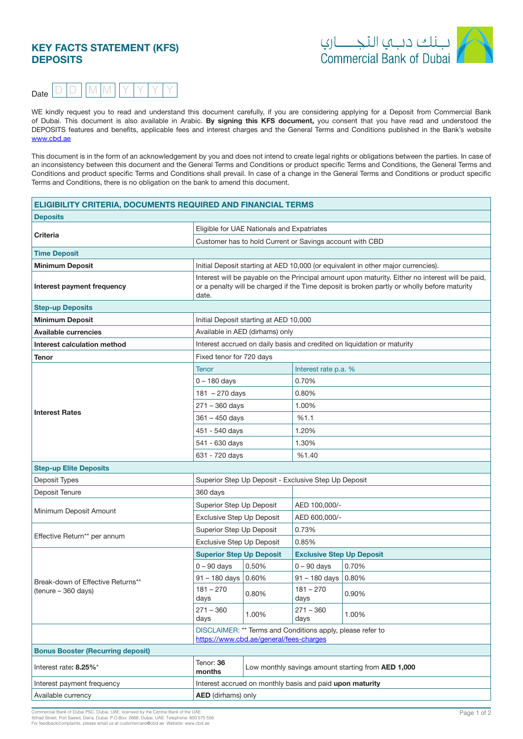# KEY FACTS STATEMENT (KFS) DEPOSITS

بـنك دبـي التجـــاري
Commercial Bank of Dubai

Date D D M M Y Y Y Y

WE kindly request you to read and understand this document carefully, if you are considering applying for a Deposit from Commercial Bank of Dubai. This document is also available in Arabic. **By signing this KFS document,** you consent that you have read and understood the DEPOSITS features and benefits, applicable fees and interest charges and the General Terms and Conditions published in the Bank's website www.cbd.ae

This document is in the form of an acknowledgement by you and does not intend to create legal rights or obligations between the parties. In case of an inconsistency between this document and the General Terms and Conditions or product specific Terms and Conditions, the General Terms and Conditions and product specific Terms and Conditions shall prevail. In case of a change in the General Terms and Conditions or product specific Terms and Conditions, there is no obligation on the bank to amend this document.

| ELIGIBILITY CRITERIA, DOCUMENTS REQUIRED AND FINANCIAL TERMS | | | | |
|---|---|---|---|---|
| **Deposits** | | | | |
| **Criteria** | Eligible for UAE Nationals and Expatriates | | | |
| | Customer has to hold Current or Savings account with CBD | | | |
| **Time Deposit** | | | | |
| **Minimum Deposit** | Initial Deposit starting at AED 10,000 (or equivalent in other major currencies). | | | |
| **Interest payment frequency** | Interest will be payable on the Principal amount upon maturity. Either no interest will be paid, or a penalty will be charged if the Time deposit is broken partly or wholly before maturity date. | | | |
| **Step-up Deposits** | | | | |
| **Minimum Deposit** | Initial Deposit starting at AED 10,000 | | | |
| **Available currencies** | Available in AED (dirhams) only | | | |
| **Interest calculation method** | Interest accrued on daily basis and credited on liquidation or maturity | | | |
| **Tenor** | Fixed tenor for 720 days | | | |
| **Interest Rates** | Tenor | | Interest rate p.a. % | |
| | 0 – 180 days | | 0.70% | |
| | 181 – 270 days | | 0.80% | |
| | 271 – 360 days | | 1.00% | |
| | 361 – 450 days | | %1.1 | |
| | 451 - 540 days | | 1.20% | |
| | 541 - 630 days | | 1.30% | |
| | 631 - 720 days | | %1.40 | |
| **Step-up Elite Deposits** | | | | |
| Deposit Types | Superior Step Up Deposit - Exclusive Step Up Deposit | | | |
| Deposit Tenure | 360 days | | | |
| Minimum Deposit Amount | Superior Step Up Deposit | | AED 100,000/- | |
| | Exclusive Step Up Deposit | | AED 600,000/- | |
| Effective Return** per annum | Superior Step Up Deposit | | 0.73% | |
| | Exclusive Step Up Deposit | | 0.85% | |
| Break-down of Effective Returns** (tenure – 360 days) | **Superior Step Up Deposit** | | **Exclusive Step Up Deposit** | |
| | 0 – 90 days | 0.50% | 0 – 90 days | 0.70% |
| | 91 – 180 days | 0.60% | 91 – 180 days | 0.80% |
| | 181 – 270 days | 0.80% | 181 – 270 days | 0.90% |
| | 271 – 360 days | 1.00% | 271 – 360 days | 1.00% |
| | DISCLAIMER: ** Terms and Conditions apply, please refer to https://www.cbd.ae/general/fees-charges | | | |
| **Bonus Booster (Recurring deposit)** | | | | |
| Interest rate: **8.25%*** | Tenor: **36 months** | Low monthly savings amount starting from **AED 1,000** | | |
| Interest payment frequency | Interest accrued on monthly basis and paid **upon maturity** | | | |
| Available currency | **AED** (dirhams) only | | | |

Commercial Bank of Dubai PSC, Dubai, UAE, licensed by the Central Bank of the UAE.
Ittihad Street, Port Saeed, Deira, Dubai, P.O.Box: 2668, Dubai, UAE. Telephone: 600 575 556
For feedback/complaints, please email us at customercare@cbd.ae Website: www.cbd.ae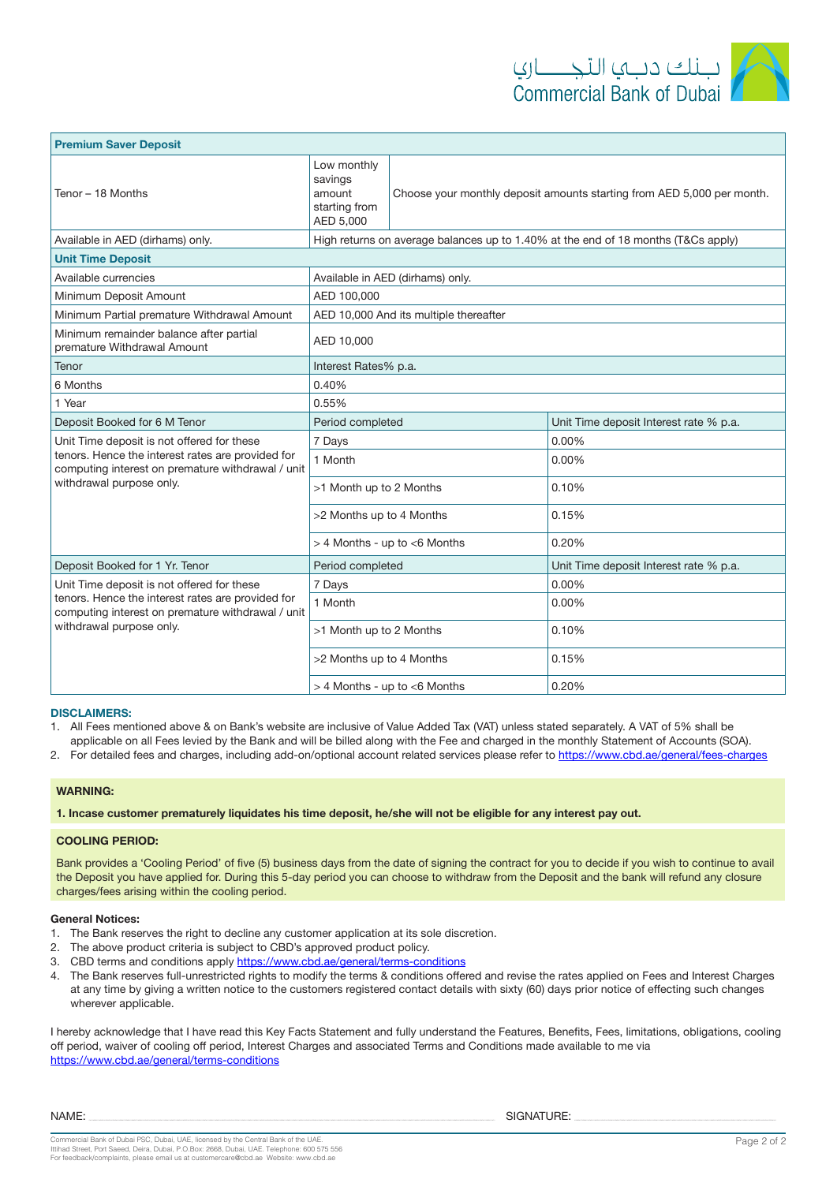| Premium Saver Deposit | | |
|---|---|---|
| Tenor – 18 Months | Low monthly savings amount starting from AED 5,000 | Choose your monthly deposit amounts starting from AED 5,000 per month. |
| Available in AED (dirhams) only. | High returns on average balances up to 1.40% at the end of 18 months (T&Cs apply) | |
| **Unit Time Deposit** | | |
| Available currencies | Available in AED (dirhams) only. | |
| Minimum Deposit Amount | AED 100,000 | |
| Minimum Partial premature Withdrawal Amount | AED 10,000 And its multiple thereafter | |
| Minimum remainder balance after partial premature Withdrawal Amount | AED 10,000 | |
| Tenor | Interest Rates% p.a. | |
| 6 Months | 0.40% | |
| 1 Year | 0.55% | |
| Deposit Booked for 6 M Tenor | Period completed | Unit Time deposit Interest rate % p.a. |
| Unit Time deposit is not offered for these tenors. Hence the interest rates are provided for computing interest on premature withdrawal / unit withdrawal purpose only. | 7 Days | 0.00% |
| | 1 Month | 0.00% |
| | >1 Month up to 2 Months | 0.10% |
| | >2 Months up to 4 Months | 0.15% |
| | > 4 Months - up to <6 Months | 0.20% |
| Deposit Booked for 1 Yr. Tenor | Period completed | Unit Time deposit Interest rate % p.a. |
| Unit Time deposit is not offered for these tenors. Hence the interest rates are provided for computing interest on premature withdrawal / unit withdrawal purpose only. | 7 Days | 0.00% |
| | 1 Month | 0.00% |
| | >1 Month up to 2 Months | 0.10% |
| | >2 Months up to 4 Months | 0.15% |
| | > 4 Months - up to <6 Months | 0.20% |

**DISCLAIMERS:**

1. All Fees mentioned above & on Bank's website are inclusive of Value Added Tax (VAT) unless stated separately. A VAT of 5% shall be applicable on all Fees levied by the Bank and will be billed along with the Fee and charged in the monthly Statement of Accounts (SOA).
2. For detailed fees and charges, including add-on/optional account related services please refer to https://www.cbd.ae/general/fees-charges

**WARNING:**

**1. Incase customer prematurely liquidates his time deposit, he/she will not be eligible for any interest pay out.**

**COOLING PERIOD:**

Bank provides a 'Cooling Period' of five (5) business days from the date of signing the contract for you to decide if you wish to continue to avail the Deposit you have applied for. During this 5-day period you can choose to withdraw from the Deposit and the bank will refund any closure charges/fees arising within the cooling period.

**General Notices:**

1. The Bank reserves the right to decline any customer application at its sole discretion.
2. The above product criteria is subject to CBD's approved product policy.
3. CBD terms and conditions apply https://www.cbd.ae/general/terms-conditions
4. The Bank reserves full-unrestricted rights to modify the terms & conditions offered and revise the rates applied on Fees and Interest Charges at any time by giving a written notice to the customers registered contact details with sixty (60) days prior notice of effecting such changes wherever applicable.

I hereby acknowledge that I have read this Key Facts Statement and fully understand the Features, Benefits, Fees, limitations, obligations, cooling off period, waiver of cooling off period, Interest Charges and associated Terms and Conditions made available to me via https://www.cbd.ae/general/terms-conditions

NAME: ______________________ SIGNATURE: ______________________

Commercial Bank of Dubai PSC, Dubai, UAE, licensed by the Central Bank of the UAE.
Ittihad Street, Port Saeed, Deira, Dubai, P.O.Box: 2668, Dubai, UAE. Telephone: 600 575 556
For feedback/complaints, please email us at customercare@cbd.ae Website: www.cbd.ae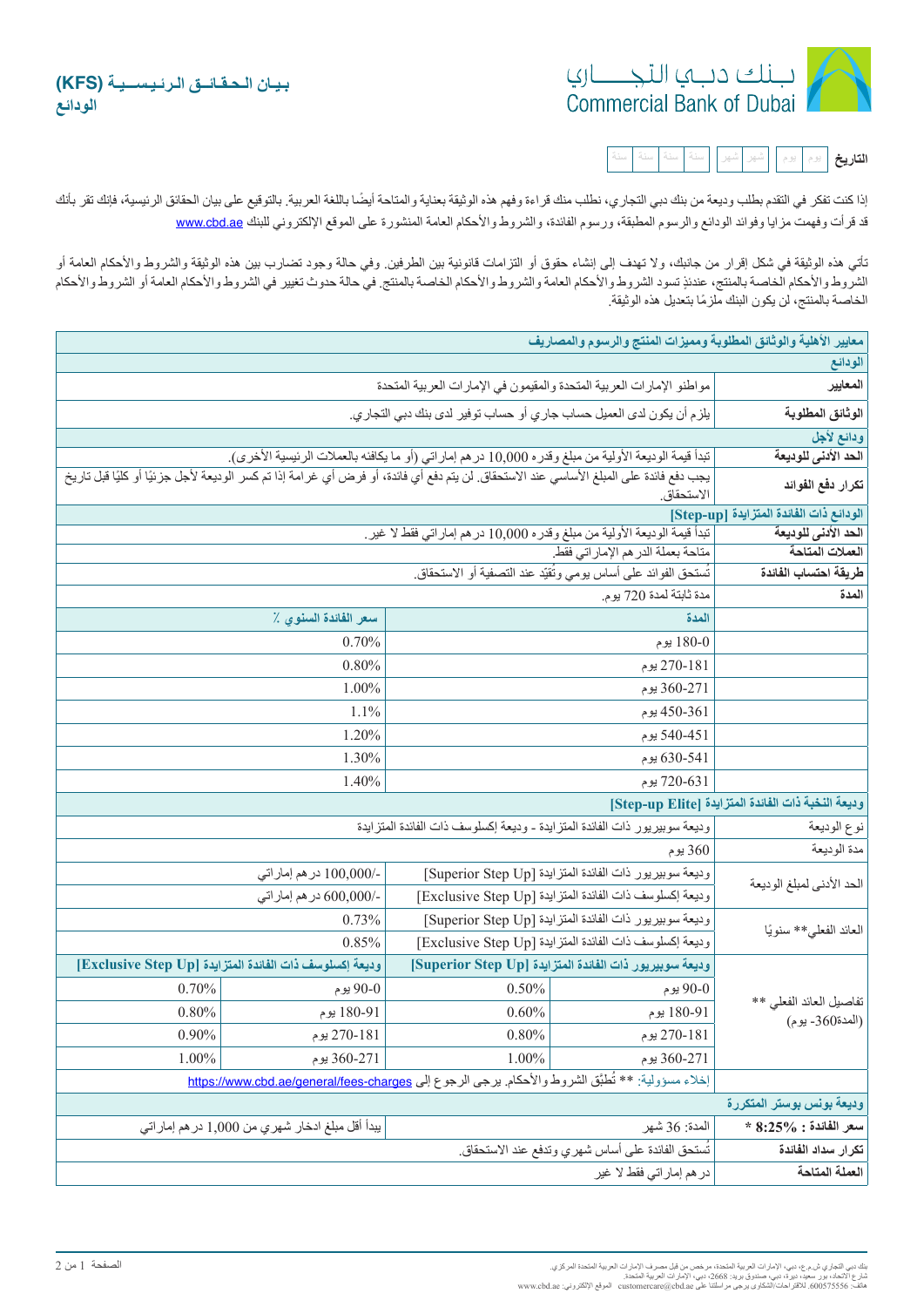## بيان الحقائق الرئيسية (KFS)
## الودائع

Commercial Bank of Dubai — بنك دبي التجاري

**التاريخ** يوم يوم | شهر شهر | سنة سنة سنة سنة

إذا كنت تفكر في التقدم بطلب وديعة من بنك دبي التجاري، نطلب منك قراءة وفهم هذه الوثيقة بعناية والمتاحة أيضًا باللغة العربية. بالتوقيع على بيان الحقائق الرئيسية، فإنك تقر بأنك قد قرأت وفهمت مزايا وفوائد الودائع والرسوم المطبقة، ورسوم الفائدة، والشروط والأحكام العامة المنشورة على الموقع الإلكتروني للبنك www.cbd.ae

تأتي هذه الوثيقة في شكل إقرار من جانبك، ولا تهدف إلى إنشاء حقوق أو التزامات قانونية بين الطرفين. وفي حالة وجود تضارب بين هذه الوثيقة والشروط والأحكام العامة أو الشروط والأحكام الخاصة بالمنتج، عندئذٍ تسود الشروط والأحكام العامة والشروط والأحكام الخاصة بالمنتج. في حالة حدوث تغيير في الشروط والأحكام العامة أو الشروط والأحكام الخاصة بالمنتج، لن يكون البنك ملزمًا بتعديل هذه الوثيقة.

### معايير الأهلية والوثائق المطلوبة ومميزات المنتج والرسوم والمصاريف

#### الودائع

| | |
|---|---|
| **المعايير** | مواطنو الإمارات العربية المتحدة والمقيمون في الإمارات العربية المتحدة |
| **الوثائق المطلوبة** | يلزم أن يكون لدى العميل حساب جاري أو حساب توفير لدى بنك دبي التجاري. |

#### ودائع لأجل

| | |
|---|---|
| **الحد الأدنى للوديعة** | تبدأ قيمة الوديعة الأولية من مبلغ وقدره 10,000 درهم إماراتي (أو ما يكافئه بالعملات الرئيسية الأخرى). |
| **تكرار دفع الفوائد** | يجب دفع فائدة على المبلغ الأساسي عند الاستحقاق. لن يتم دفع أي فائدة، أو فرض أي غرامة إذا تم كسر الوديعة لأجل جزئيًا أو كليًا قبل تاريخ الاستحقاق. |

#### الودائع ذات الفائدة المتزايدة [Step-up]

| | |
|---|---|
| **الحد الأدنى للوديعة** | تبدأ قيمة الوديعة الأولية من مبلغ وقدره 10,000 درهم إماراتي فقط لا غير. |
| **العملات المتاحة** | متاحة بعملة الدرهم الإماراتي فقط. |
| **طريقة احتساب الفائدة** | تُستحق الفوائد على أساس يومي وتُقيّد عند التصفية أو الاستحقاق. |
| **المدة** | مدة ثابتة لمدة 720 يوم. |

| المدة | سعر الفائدة السنوي ٪ |
|---|---|
| 0-180 يوم | 0.70% |
| 181-270 يوم | 0.80% |
| 271-360 يوم | 1.00% |
| 361-450 يوم | 1.1% |
| 451-540 يوم | 1.20% |
| 541-630 يوم | 1.30% |
| 631-720 يوم | 1.40% |

#### وديعة النخبة ذات الفائدة المتزايدة [Step-up Elite]

| | | |
|---|---|---|
| نوع الوديعة | وديعة سوبيريور ذات الفائدة المتزايدة - وديعة إكسلوسف ذات الفائدة المتزايدة | |
| مدة الوديعة | 360 يوم | |
| الحد الأدنى لمبلغ الوديعة | وديعة سوبيريور ذات الفائدة المتزايدة [Superior Step Up] | 100,000/- درهم إماراتي |
| | وديعة إكسلوسف ذات الفائدة المتزايدة [Exclusive Step Up] | 600,000/- درهم إماراتي |
| العائد الفعلي** سنويًا | وديعة سوبيريور ذات الفائدة المتزايدة [Superior Step Up] | 0.73% |
| | وديعة إكسلوسف ذات الفائدة المتزايدة [Exclusive Step Up] | 0.85% |

| تفاصيل العائد الفعلي ** (المدة360- يوم) | وديعة سوبيريور ذات الفائدة المتزايدة [Superior Step Up] | | وديعة إكسلوسف ذات الفائدة المتزايدة [Exclusive Step Up] | |
|---|---|---|---|---|
| | 0-90 يوم | 0.50% | 0-90 يوم | 0.70% |
| | 91-180 يوم | 0.60% | 91-180 يوم | 0.80% |
| | 181-270 يوم | 0.80% | 181-270 يوم | 0.90% |
| | 271-360 يوم | 1.00% | 271-360 يوم | 1.00% |

إخلاء مسؤولية: ** تُطبّق الشروط والأحكام. يرجى الرجوع إلى https://www.cbd.ae/general/fees-charges

#### وديعة بونس بوستر المتكررة

| | | |
|---|---|---|
| **سعر الفائدة : 8.25%** * | المدة: 36 شهر | يبدأ أقل مبلغ ادخار شهري من 1,000 درهم إماراتي |
| **تكرار سداد الفائدة** | تُستحق الفائدة على أساس شهري وتدفع عند الاستحقاق. | |
| **العملة المتاحة** | درهم إماراتي فقط لا غير | |

بنك دبي التجاري ش.م.ع، دبي، الإمارات العربية المتحدة، مرخص من قبل مصرف الإمارات العربية المتحدة المركزي.
شارع الاتحاد، بور سعيد، ديرة، دبي، صندوق بريد: 2668، دبي، الإمارات العربية المتحدة.
هاتف: 600575556، للاقتراحات/الشكاوى يرجى مراسلتنا على customercare@cbd.ae الموقع الإلكتروني: www.cbd.ae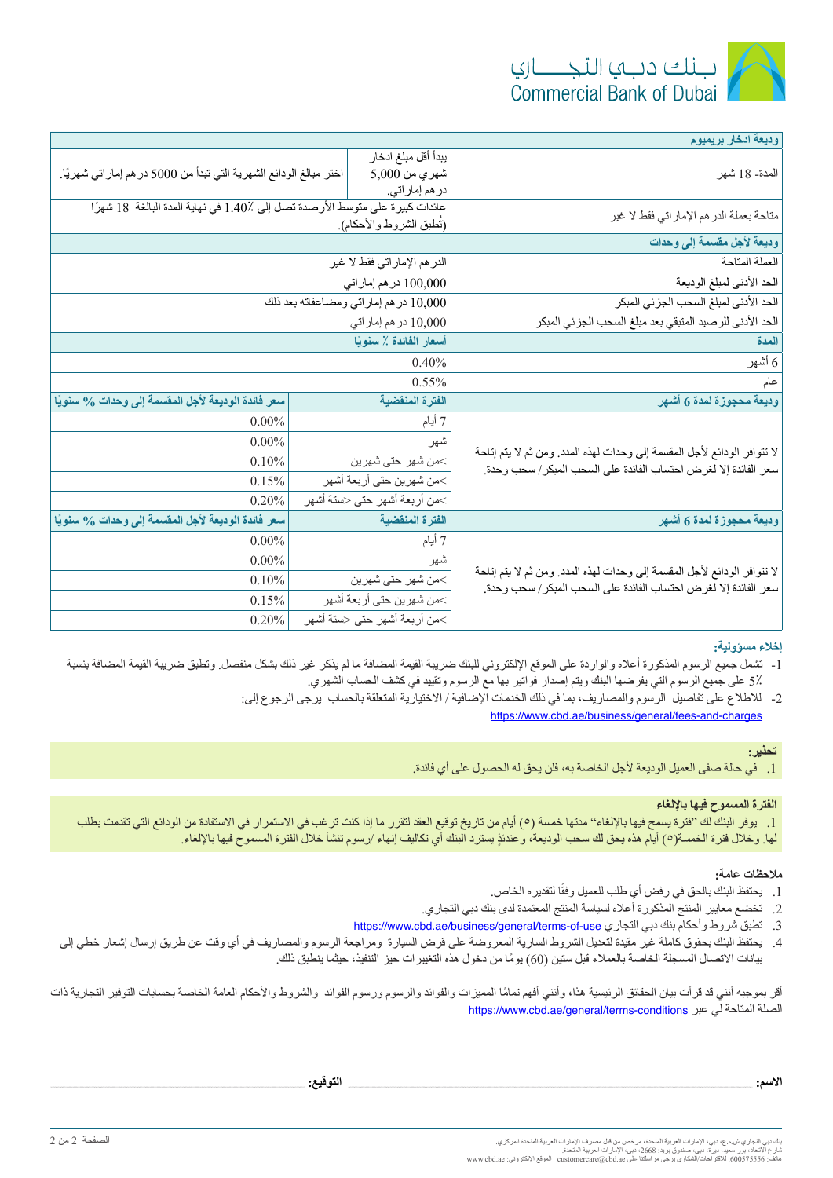بـنك دبـي التجـــاري
Commercial Bank of Dubai

| وديعة ادخار بريميوم | | |
|---|---|---|
| المدة- 18 شهر | يبدأ أقل مبلغ ادخار شهري من 5,000 درهم إماراتي. | اختر مبالغ الودائع الشهرية التي تبدأ من 5000 درهم إماراتي شهريًا. |
| متاحة بعملة الدرهم الإماراتي فقط لا غير | عائدات كبيرة على متوسط الأرصدة تصل إلى 1.40٪ في نهاية المدة البالغة 18 شهرًا (تُطبق الشروط والأحكام). | |

| وديعة لأجل مقسمة إلى وحدات | | |
|---|---|---|
| العملة المتاحة | الدرهم الإماراتي فقط لا غير | |
| الحد الأدنى لمبلغ الوديعة | 100,000 درهم إماراتي | |
| الحد الأدنى لمبلغ السحب الجزئي المبكر | 10,000 درهم إماراتي ومضاعفاته بعد ذلك | |
| الحد الأدنى للرصيد المتبقي بعد مبلغ السحب الجزئي المبكر | 10,000 درهم إماراتي | |
| المدة | أسعار الفائدة ٪ سنويًا | |
| 6 أشهر | 0.40% | |
| عام | 0.55% | |
| وديعة محجوزة لمدة 6 أشهر | الفترة المنقضية | سعر فائدة الوديعة لأجل المقسمة إلى وحدات % سنويًا |
| لا تتوافر الودائع لأجل المقسمة إلى وحدات لهذه المدد. ومن ثم لا يتم إتاحة سعر الفائدة إلا لغرض احتساب الفائدة على السحب المبكر/ سحب وحدة. | 7 أيام | 0.00% |
| | شهر | 0.00% |
| | >من شهر حتى شهرين | 0.10% |
| | >من شهرين حتى أربعة أشهر | 0.15% |
| | >من أربعة أشهر حتى <ستة أشهر | 0.20% |
| وديعة محجوزة لمدة 6 أشهر | الفترة المنقضية | سعر فائدة الوديعة لأجل المقسمة إلى وحدات % سنويًا |
| لا تتوافر الودائع لأجل المقسمة إلى وحدات لهذه المدد. ومن ثم لا يتم إتاحة سعر الفائدة إلا لغرض احتساب الفائدة على السحب المبكر/ سحب وحدة. | 7 أيام | 0.00% |
| | شهر | 0.00% |
| | >من شهر حتى شهرين | 0.10% |
| | >من شهرين حتى أربعة أشهر | 0.15% |
| | >من أربعة أشهر حتى <ستة أشهر | 0.20% |

**إخلاء مسؤولية:**

1- تشمل جميع الرسوم المذكورة أعلاه والواردة على الموقع الإلكتروني للبنك ضريبة القيمة المضافة ما لم يذكر غير ذلك بشكل منفصل. وتطبق ضريبة القيمة المضافة بنسبة 5٪ على جميع الرسوم التي يفرضها البنك ويتم إصدار فواتير بها مع الرسوم وتقييد في كشف الحساب الشهري.

2- للاطلاع على تفاصيل الرسوم والمصاريف، بما في ذلك الخدمات الإضافية / الاختيارية المتعلقة بالحساب يرجى الرجوع إلى: https://www.cbd.ae/business/general/fees-and-charges

**تحذير:**

1. في حالة صفى العميل الوديعة لأجل الخاصة به، فلن يحق له الحصول على أي فائدة.

**الفترة المسموح فيها بالإلغاء**

1. يوفر البنك لك "فترة يسمح فيها بالإلغاء" مدتها خمسة (٥) أيام من تاريخ توقيع العقد لتقرر ما إذا كنت ترغب في الاستمرار في الاستفادة من الودائع التي تقدمت بطلب لها. وخلال فترة الخمسة(٥) أيام هذه يحق لك سحب الوديعة، وعندئذٍ يسترد البنك أي تكاليف إنهاء /رسوم تنشأ خلال الفترة المسموح فيها بالإلغاء.

**ملاحظات عامة:**

1. يحتفظ البنك بالحق في رفض أي طلب للعميل وفقًا لتقديره الخاص.
2. تخضع معايير المنتج المذكورة أعلاه لسياسة المنتج المعتمدة لدى بنك دبي التجاري.
3. تطبق شروط وأحكام بنك دبي التجاري https://www.cbd.ae/business/general/terms-of-use
4. يحتفظ البنك بحقوق كاملة غير مقيدة لتعديل الشروط السارية المعروضة على قرض السيارة ومراجعة الرسوم والمصاريف في أي وقت عن طريق إرسال إشعار خطي إلى بيانات الاتصال المسجلة الخاصة بالعملاء قبل ستين (60) يومًا من دخول هذه التغييرات حيز التنفيذ، حيثما ينطبق ذلك.

أقر بموجبه أنني قد قرأت بيان الحقائق الرئيسية هذا، وأنني أفهم تمامًا المميزات والفوائد والرسوم ورسوم الفوائد والشروط والأحكام العامة الخاصة بحسابات التوفير التجارية ذات الصلة المتاحة لي عبر https://www.cbd.ae/general/terms-conditions

**الاسم:** ............................................................ **التوقيع:** ............................................................

بنك دبي التجاري ش.م.ع، دبي، الإمارات العربية المتحدة، مرخص من قبل مصرف الإمارات العربية المتحدة المركزي.
شارع الاتحاد، بور سعيد، ديرة، دبي، صندوق بريد: 2668، دبي، الإمارات العربية المتحدة.
هاتف: 600575556. للاقتراحات/الشكاوى يرجى مراسلتنا على customercare@cbd.ae الموقع الإلكتروني: www.cbd.ae